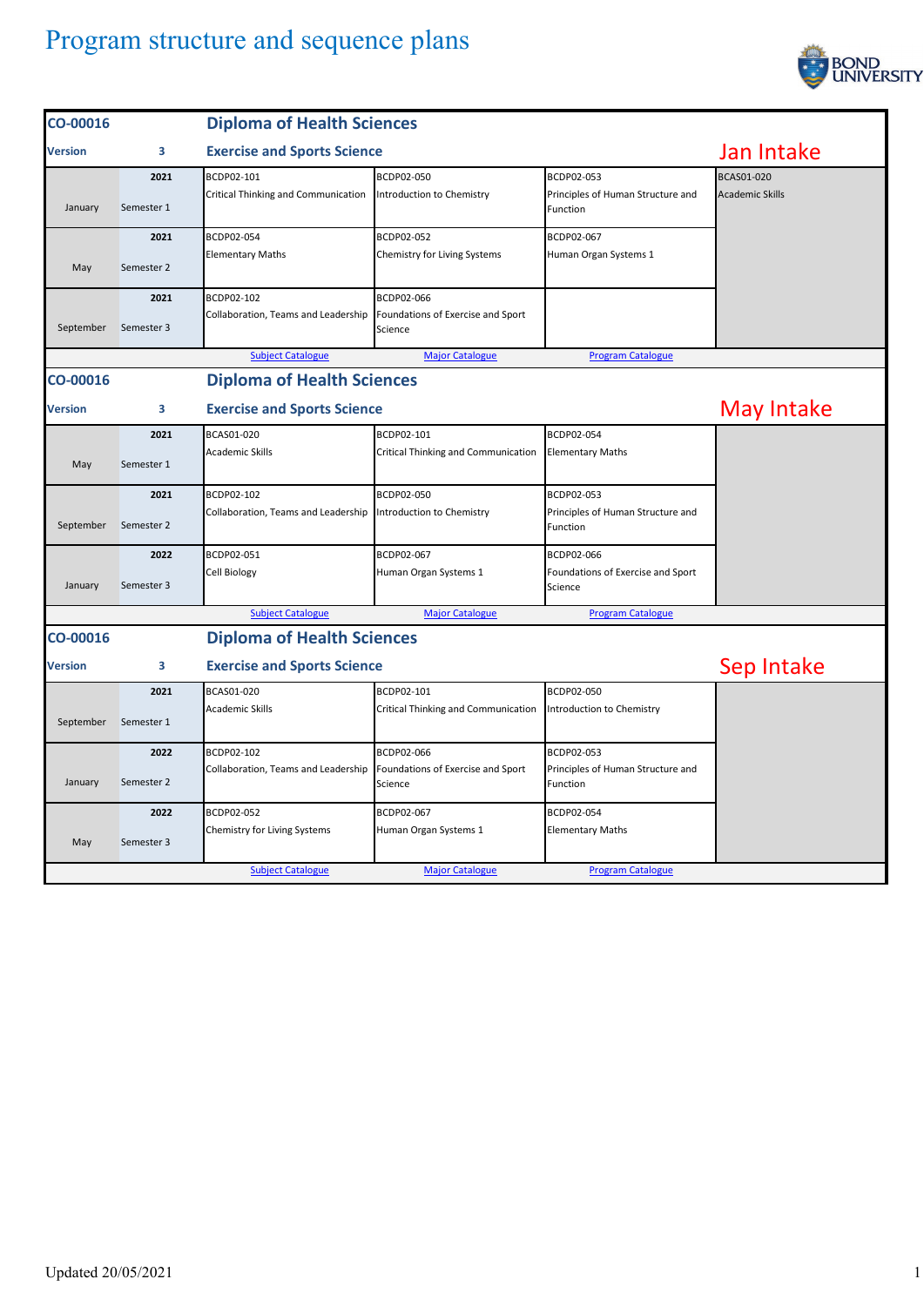# Program structure and sequence plans

## Jan Intake

| CO-00016 | | Diploma of Health Sciences | | | |
|---|---|---|---|---|---|
| Version | 3 | Exercise and Sports Science | | | |
| January | 2021 Semester 1 | BCDP02-101 Critical Thinking and Communication | BCDP02-050 Introduction to Chemistry | BCDP02-053 Principles of Human Structure and Function | BCAS01-020 Academic Skills |
| May | 2021 Semester 2 | BCDP02-054 Elementary Maths | BCDP02-052 Chemistry for Living Systems | BCDP02-067 Human Organ Systems 1 | |
| September | 2021 Semester 3 | BCDP02-102 Collaboration, Teams and Leadership | BCDP02-066 Foundations of Exercise and Sport Science | | |
| | | Subject Catalogue | Major Catalogue | Program Catalogue | |

## May Intake

| CO-00016 | | Diploma of Health Sciences | | | |
|---|---|---|---|---|---|
| Version | 3 | Exercise and Sports Science | | | |
| May | 2021 Semester 1 | BCAS01-020 Academic Skills | BCDP02-101 Critical Thinking and Communication | BCDP02-054 Elementary Maths | |
| September | 2021 Semester 2 | BCDP02-102 Collaboration, Teams and Leadership | BCDP02-050 Introduction to Chemistry | BCDP02-053 Principles of Human Structure and Function | |
| January | 2022 Semester 3 | BCDP02-051 Cell Biology | BCDP02-067 Human Organ Systems 1 | BCDP02-066 Foundations of Exercise and Sport Science | |
| | | Subject Catalogue | Major Catalogue | Program Catalogue | |

## Sep Intake

| CO-00016 | | Diploma of Health Sciences | | | |
|---|---|---|---|---|---|
| Version | 3 | Exercise and Sports Science | | | |
| September | 2021 Semester 1 | BCAS01-020 Academic Skills | BCDP02-101 Critical Thinking and Communication | BCDP02-050 Introduction to Chemistry | |
| January | 2022 Semester 2 | BCDP02-102 Collaboration, Teams and Leadership | BCDP02-066 Foundations of Exercise and Sport Science | BCDP02-053 Principles of Human Structure and Function | |
| May | 2022 Semester 3 | BCDP02-052 Chemistry for Living Systems | BCDP02-067 Human Organ Systems 1 | BCDP02-054 Elementary Maths | |
| | | Subject Catalogue | Major Catalogue | Program Catalogue | |

Updated 20/05/2021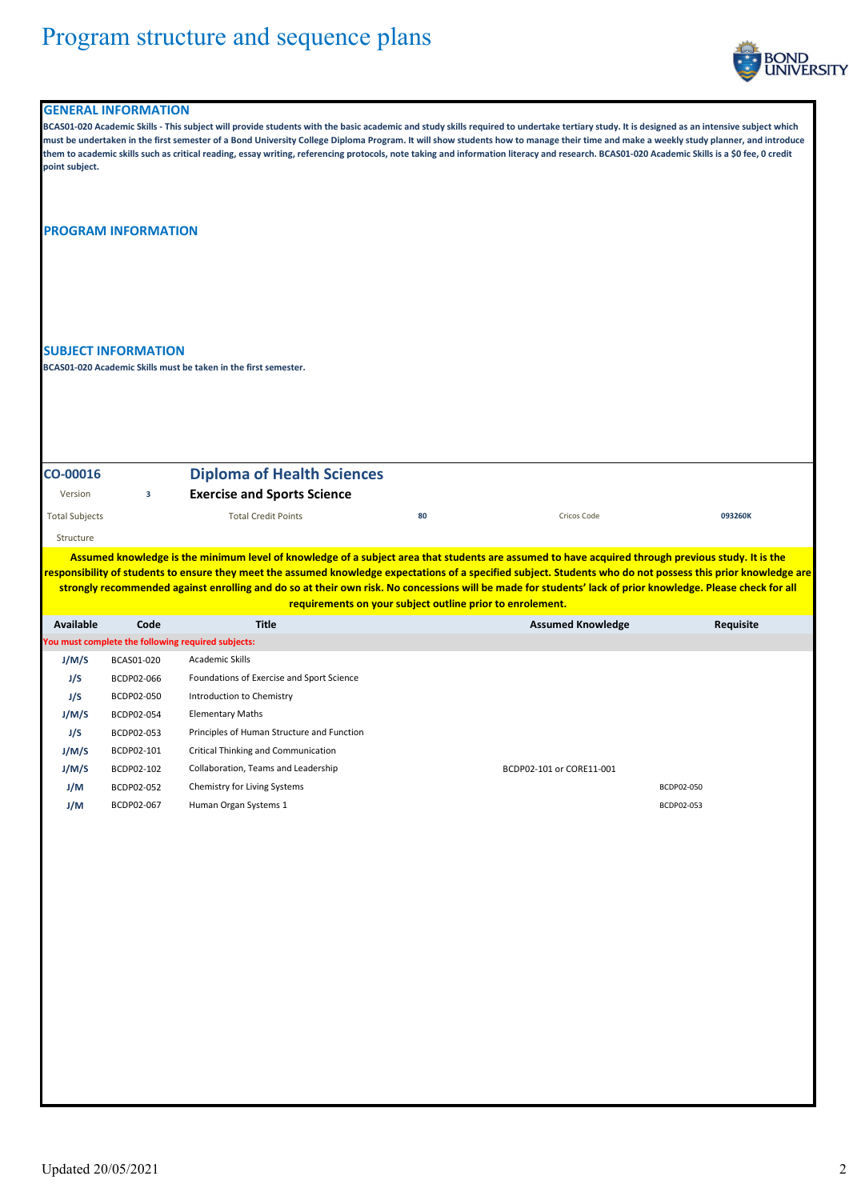# Program structure and sequence plans

## GENERAL INFORMATION

**BCAS01-020 Academic Skills - This subject will provide students with the basic academic and study skills required to undertake tertiary study. It is designed as an intensive subject which must be undertaken in the first semester of a Bond University College Diploma Program. It will show students how to manage their time and make a weekly study planner, and introduce them to academic skills such as critical reading, essay writing, referencing protocols, note taking and information literacy and research. BCAS01-020 Academic Skills is a $0 fee, 0 credit point subject.**

## PROGRAM INFORMATION

## SUBJECT INFORMATION

**BCAS01-020 Academic Skills must be taken in the first semester.**

| | | | | |
|---|---|---|---|---|
| **CO-00016** | | **Diploma of Health Sciences** | | |
| Version | 3 | **Exercise and Sports Science** | | |
| Total Subjects | | Total Credit Points | 80 | Cricos Code: 093260K |
| Structure | | | | |

**Assumed knowledge is the minimum level of knowledge of a subject area that students are assumed to have acquired through previous study. It is the responsibility of students to ensure they meet the assumed knowledge expectations of a specified subject. Students who do not possess this prior knowledge are strongly recommended against enrolling and do so at their own risk. No concessions will be made for students' lack of prior knowledge. Please check for all requirements on your subject outline prior to enrolement.**

| Available | Code | Title | Assumed Knowledge | Requisite |
|---|---|---|---|---|
| **You must complete the following required subjects:** | | | | |
| J/M/S | BCAS01-020 | Academic Skills | | |
| J/S | BCDP02-066 | Foundations of Exercise and Sport Science | | |
| J/S | BCDP02-050 | Introduction to Chemistry | | |
| J/M/S | BCDP02-054 | Elementary Maths | | |
| J/S | BCDP02-053 | Principles of Human Structure and Function | | |
| J/M/S | BCDP02-101 | Critical Thinking and Communication | | |
| J/M/S | BCDP02-102 | Collaboration, Teams and Leadership | BCDP02-101 or CORE11-001 | |
| J/M | BCDP02-052 | Chemistry for Living Systems | | BCDP02-050 |
| J/M | BCDP02-067 | Human Organ Systems 1 | | BCDP02-053 |

Updated 20/05/2021